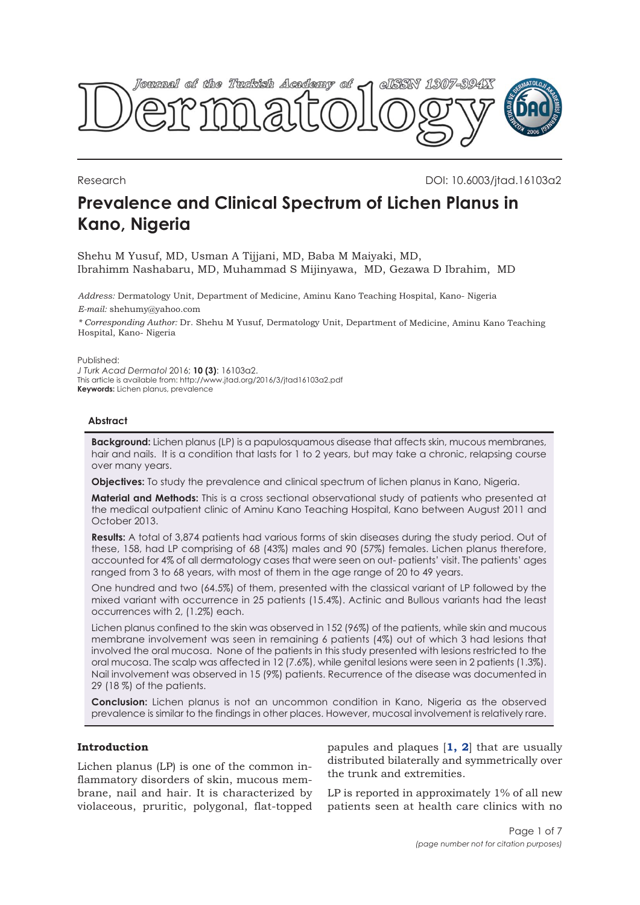Research

DOI: 10.6003/jtad.16103a2

# Prevalence and Clinical Spectrum of Lichen Planus in Kano, Nigeria

Shehu M Yusuf, MD, Usman A Tijjani, MD, Baba M Maiyaki, MD, Ibrahimm Nashabaru, MD, Muhammad S Mijinyawa, MD, Gezawa D Ibrahim, MD

*Address:* Dermatology Unit, Department of Medicine, Aminu Kano Teaching Hospital, Kano- Nigeria

*E-mail:* shehumy@yahoo.com

*\* Corresponding Author:* Dr. Shehu M Yusuf, Dermatology Unit, Department of Medicine, Aminu Kano Teaching Hospital, Kano- Nigeria

Published:
*J Turk Acad Dermatol* 2016; **10 (3)**: 16103a2.
This article is available from: http://www.jtad.org/2016/3/jtad16103a2.pdf
**Keywords:** Lichen planus, prevalence

#### Abstract

**Background:** Lichen planus (LP) is a papulosquamous disease that affects skin, mucous membranes, hair and nails. It is a condition that lasts for 1 to 2 years, but may take a chronic, relapsing course over many years.

**Objectives:** To study the prevalence and clinical spectrum of lichen planus in Kano, Nigeria.

**Material and Methods:** This is a cross sectional observational study of patients who presented at the medical outpatient clinic of Aminu Kano Teaching Hospital, Kano between August 2011 and October 2013.

**Results:** A total of 3,874 patients had various forms of skin diseases during the study period. Out of these, 158, had LP comprising of 68 (43%) males and 90 (57%) females. Lichen planus therefore, accounted for 4% of all dermatology cases that were seen on out- patients' visit. The patients' ages ranged from 3 to 68 years, with most of them in the age range of 20 to 49 years.

One hundred and two (64.5%) of them, presented with the classical variant of LP followed by the mixed variant with occurrence in 25 patients (15.4%). Actinic and Bullous variants had the least occurrences with 2, (1.2%) each.

Lichen planus confined to the skin was observed in 152 (96%) of the patients, while skin and mucous membrane involvement was seen in remaining 6 patients (4%) out of which 3 had lesions that involved the oral mucosa. None of the patients in this study presented with lesions restricted to the oral mucosa. The scalp was affected in 12 (7.6%), while genital lesions were seen in 2 patients (1.3%). Nail involvement was observed in 15 (9%) patients. Recurrence of the disease was documented in 29 (18 %) of the patients.

**Conclusion:** Lichen planus is not an uncommon condition in Kano, Nigeria as the observed prevalence is similar to the findings in other places. However, mucosal involvement is relatively rare.

## Introduction

Lichen planus (LP) is one of the common inflammatory disorders of skin, mucous membrane, nail and hair. It is characterized by violaceous, pruritic, polygonal, flat-topped papules and plaques [1, 2] that are usually distributed bilaterally and symmetrically over the trunk and extremities.

LP is reported in approximately 1% of all new patients seen at health care clinics with no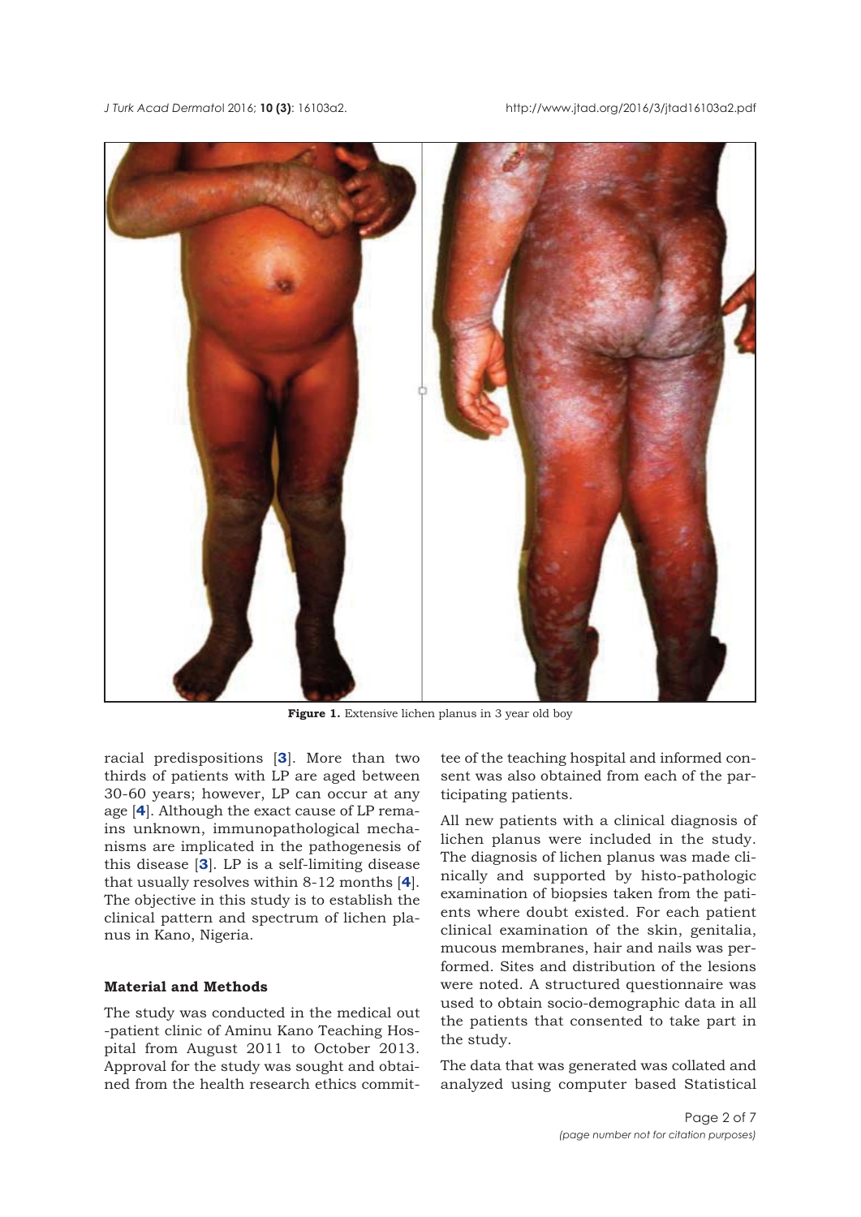Figure 1. Extensive lichen planus in 3 year old boy

racial predispositions [3]. More than two thirds of patients with LP are aged between 30-60 years; however, LP can occur at any age [4]. Although the exact cause of LP remains unknown, immunopathological mechanisms are implicated in the pathogenesis of this disease [3]. LP is a self-limiting disease that usually resolves within 8-12 months [4]. The objective in this study is to establish the clinical pattern and spectrum of lichen planus in Kano, Nigeria.

## Material and Methods

The study was conducted in the medical out -patient clinic of Aminu Kano Teaching Hospital from August 2011 to October 2013. Approval for the study was sought and obtained from the health research ethics committee of the teaching hospital and informed consent was also obtained from each of the participating patients.

All new patients with a clinical diagnosis of lichen planus were included in the study. The diagnosis of lichen planus was made clinically and supported by histo-pathologic examination of biopsies taken from the patients where doubt existed. For each patient clinical examination of the skin, genitalia, mucous membranes, hair and nails was performed. Sites and distribution of the lesions were noted. A structured questionnaire was used to obtain socio-demographic data in all the patients that consented to take part in the study.

The data that was generated was collated and analyzed using computer based Statistical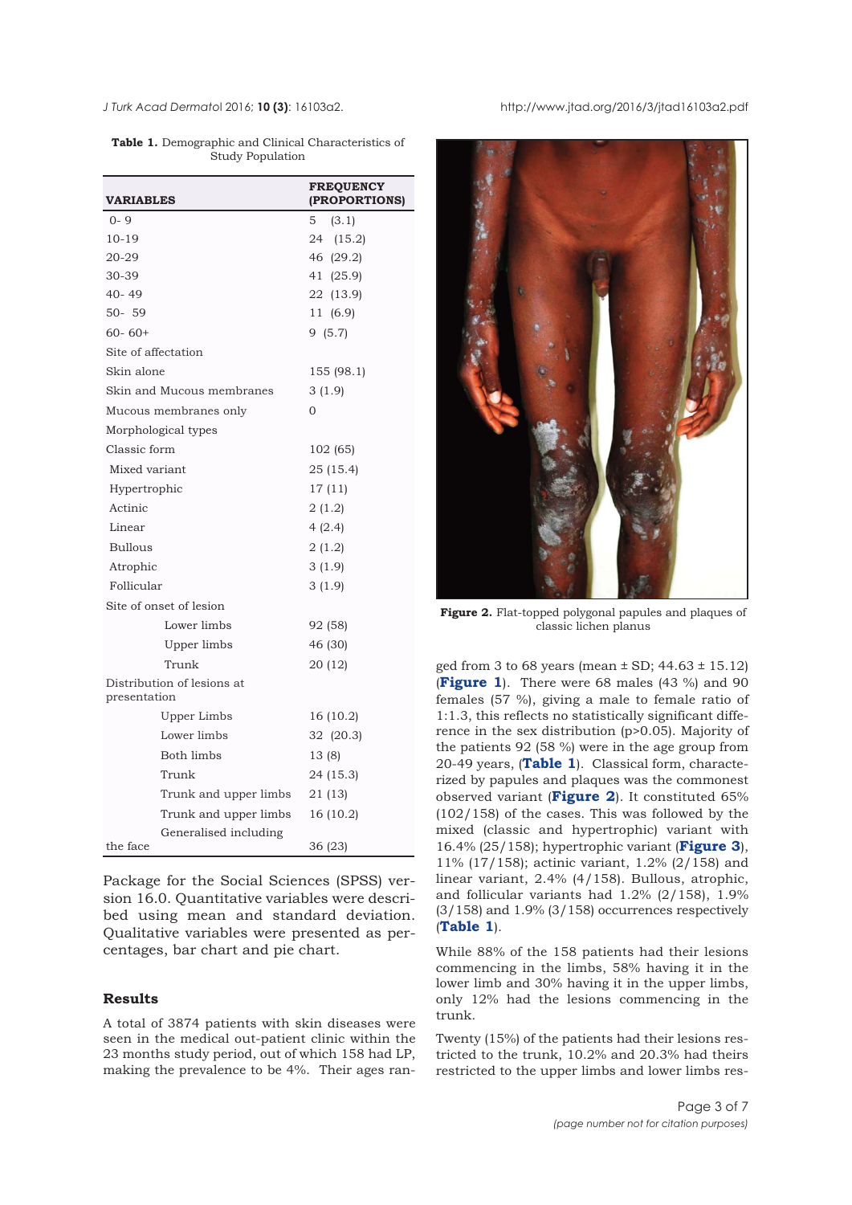**Table 1.** Demographic and Clinical Characteristics of Study Population

| VARIABLES | FREQUENCY (PROPORTIONS) |
|---|---|
| 0- 9 | 5 (3.1) |
| 10-19 | 24 (15.2) |
| 20-29 | 46 (29.2) |
| 30-39 | 41 (25.9) |
| 40- 49 | 22 (13.9) |
| 50- 59 | 11 (6.9) |
| 60- 60+ | 9 (5.7) |
| Site of affectation | |
| Skin alone | 155 (98.1) |
| Skin and Mucous membranes | 3 (1.9) |
| Mucous membranes only | 0 |
| Morphological types | |
| Classic form | 102 (65) |
| Mixed variant | 25 (15.4) |
| Hypertrophic | 17 (11) |
| Actinic | 2 (1.2) |
| Linear | 4 (2.4) |
| Bullous | 2 (1.2) |
| Atrophic | 3 (1.9) |
| Follicular | 3 (1.9) |
| Site of onset of lesion | |
| Lower limbs | 92 (58) |
| Upper limbs | 46 (30) |
| Trunk | 20 (12) |
| Distribution of lesions at presentation | |
| Upper Limbs | 16 (10.2) |
| Lower limbs | 32 (20.3) |
| Both limbs | 13 (8) |
| Trunk | 24 (15.3) |
| Trunk and upper limbs | 21 (13) |
| Trunk and upper limbs | 16 (10.2) |
| Generalised including the face | 36 (23) |

Package for the Social Sciences (SPSS) version 16.0. Quantitative variables were described using mean and standard deviation. Qualitative variables were presented as percentages, bar chart and pie chart.

## Results

A total of 3874 patients with skin diseases were seen in the medical out-patient clinic within the 23 months study period, out of which 158 had LP, making the prevalence to be 4%. Their ages ranged from 3 to 68 years (mean ± SD; 44.63 ± 15.12) (**Figure 1**). There were 68 males (43 %) and 90 females (57 %), giving a male to female ratio of 1:1.3, this reflects no statistically significant difference in the sex distribution ($p>0.05$). Majority of the patients 92 (58 %) were in the age group from 20-49 years, (**Table 1**). Classical form, characterized by papules and plaques was the commonest observed variant (**Figure 2**). It constituted 65% (102/158) of the cases. This was followed by the mixed (classic and hypertrophic) variant with 16.4% (25/158); hypertrophic variant (**Figure 3**), 11% (17/158); actinic variant, 1.2% (2/158) and linear variant, 2.4% (4/158). Bullous, atrophic, and follicular variants had 1.2% (2/158), 1.9% (3/158) and 1.9% (3/158) occurrences respectively (**Table 1**).

**Figure 2.** Flat-topped polygonal papules and plaques of classic lichen planus

While 88% of the 158 patients had their lesions commencing in the limbs, 58% having it in the lower limb and 30% having it in the upper limbs, only 12% had the lesions commencing in the trunk.

Twenty (15%) of the patients had their lesions restricted to the trunk, 10.2% and 20.3% had theirs restricted to the upper limbs and lower limbs res-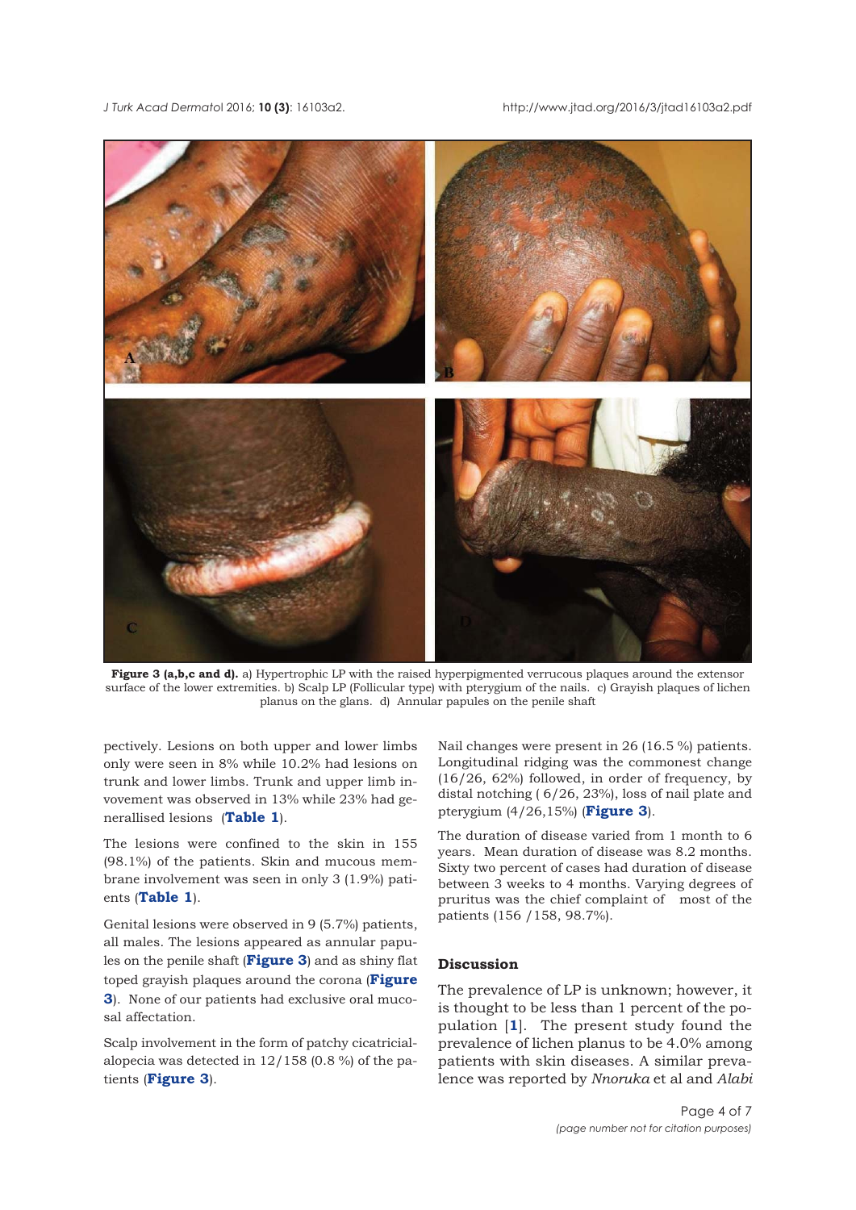**Figure 3 (a,b,c and d).** a) Hypertrophic LP with the raised hyperpigmented verrucous plaques around the extensor surface of the lower extremities. b) Scalp LP (Follicular type) with pterygium of the nails. c) Grayish plaques of lichen planus on the glans. d) Annular papules on the penile shaft

pectively. Lesions on both upper and lower limbs only were seen in 8% while 10.2% had lesions on trunk and lower limbs. Trunk and upper limb involvement was observed in 13% while 23% had generalised lesions (**Table 1**).

The lesions were confined to the skin in 155 (98.1%) of the patients. Skin and mucous membrane involvement was seen in only 3 (1.9%) patients (**Table 1**).

Genital lesions were observed in 9 (5.7%) patients, all males. The lesions appeared as annular papules on the penile shaft (**Figure 3**) and as shiny flat toped grayish plaques around the corona (**Figure 3**). None of our patients had exclusive oral mucosal affectation.

Scalp involvement in the form of patchy cicatricial-alopecia was detected in 12/158 (0.8 %) of the patients (**Figure 3**).

Nail changes were present in 26 (16.5 %) patients. Longitudinal ridging was the commonest change (16/26, 62%) followed, in order of frequency, by distal notching ( 6/26, 23%), loss of nail plate and pterygium (4/26,15%) (**Figure 3**).

The duration of disease varied from 1 month to 6 years. Mean duration of disease was 8.2 months. Sixty two percent of cases had duration of disease between 3 weeks to 4 months. Varying degrees of pruritus was the chief complaint of most of the patients (156 /158, 98.7%).

## Discussion

The prevalence of LP is unknown; however, it is thought to be less than 1 percent of the population [**1**]. The present study found the prevalence of lichen planus to be 4.0% among patients with skin diseases. A similar prevalence was reported by *Nnoruka* et al and *Alabi*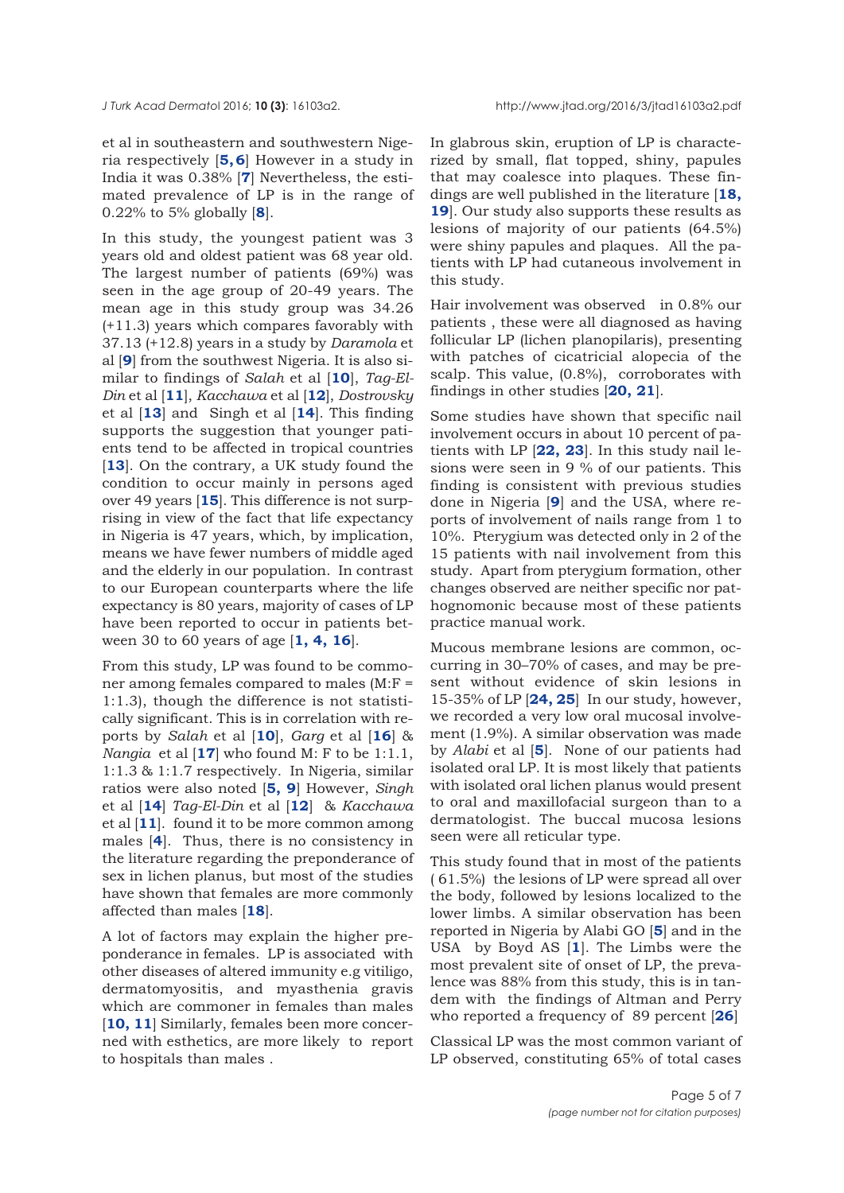et al in southeastern and southwestern Nigeria respectively [**5,6**] However in a study in India it was 0.38% [**7**] Nevertheless, the estimated prevalence of LP is in the range of 0.22% to 5% globally [**8**].

In this study, the youngest patient was 3 years old and oldest patient was 68 year old. The largest number of patients (69%) was seen in the age group of 20-49 years. The mean age in this study group was 34.26 (+11.3) years which compares favorably with 37.13 (+12.8) years in a study by *Daramola* et al [**9**] from the southwest Nigeria. It is also similar to findings of *Salah* et al [**10**], *Tag-El-Din* et al [**11**], *Kacchawa* et al [**12**], *Dostrovsky* et al [**13**] and Singh et al [**14**]. This finding supports the suggestion that younger patients tend to be affected in tropical countries [**13**]. On the contrary, a UK study found the condition to occur mainly in persons aged over 49 years [**15**]. This difference is not surprising in view of the fact that life expectancy in Nigeria is 47 years, which, by implication, means we have fewer numbers of middle aged and the elderly in our population. In contrast to our European counterparts where the life expectancy is 80 years, majority of cases of LP have been reported to occur in patients between 30 to 60 years of age [**1, 4, 16**].

From this study, LP was found to be commoner among females compared to males (M:F = 1:1.3), though the difference is not statistically significant. This is in correlation with reports by *Salah* et al [**10**], *Garg* et al [**16**] & *Nangia* et al [**17**] who found M: F to be 1:1.1, 1:1.3 & 1:1.7 respectively. In Nigeria, similar ratios were also noted [**5, 9**] However, *Singh* et al [**14**] *Tag-El-Din* et al [**12**] & *Kacchawa* et al [**11**]. found it to be more common among males [**4**]. Thus, there is no consistency in the literature regarding the preponderance of sex in lichen planus, but most of the studies have shown that females are more commonly affected than males [**18**].

A lot of factors may explain the higher preponderance in females. LP is associated with other diseases of altered immunity e.g vitiligo, dermatomyositis, and myasthenia gravis which are commoner in females than males [**10, 11**] Similarly, females been more concerned with esthetics, are more likely to report to hospitals than males .

In glabrous skin, eruption of LP is characterized by small, flat topped, shiny, papules that may coalesce into plaques. These findings are well published in the literature [**18, 19**]. Our study also supports these results as lesions of majority of our patients (64.5%) were shiny papules and plaques. All the patients with LP had cutaneous involvement in this study.

Hair involvement was observed in 0.8% our patients , these were all diagnosed as having follicular LP (lichen planopilaris), presenting with patches of cicatricial alopecia of the scalp. This value, (0.8%), corroborates with findings in other studies [**20, 21**].

Some studies have shown that specific nail involvement occurs in about 10 percent of patients with LP [**22, 23**]. In this study nail lesions were seen in 9 % of our patients. This finding is consistent with previous studies done in Nigeria [**9**] and the USA, where reports of involvement of nails range from 1 to 10%. Pterygium was detected only in 2 of the 15 patients with nail involvement from this study. Apart from pterygium formation, other changes observed are neither specific nor pathognomonic because most of these patients practice manual work.

Mucous membrane lesions are common, occurring in 30–70% of cases, and may be present without evidence of skin lesions in 15-35% of LP [**24, 25**] In our study, however, we recorded a very low oral mucosal involvement (1.9%). A similar observation was made by *Alabi* et al [**5**]. None of our patients had isolated oral LP. It is most likely that patients with isolated oral lichen planus would present to oral and maxillofacial surgeon than to a dermatologist. The buccal mucosa lesions seen were all reticular type.

This study found that in most of the patients ( 61.5%) the lesions of LP were spread all over the body, followed by lesions localized to the lower limbs. A similar observation has been reported in Nigeria by Alabi GO [**5**] and in the USA by Boyd AS [**1**]. The Limbs were the most prevalent site of onset of LP, the prevalence was 88% from this study, this is in tandem with the findings of Altman and Perry who reported a frequency of 89 percent [**26**]

Classical LP was the most common variant of LP observed, constituting 65% of total cases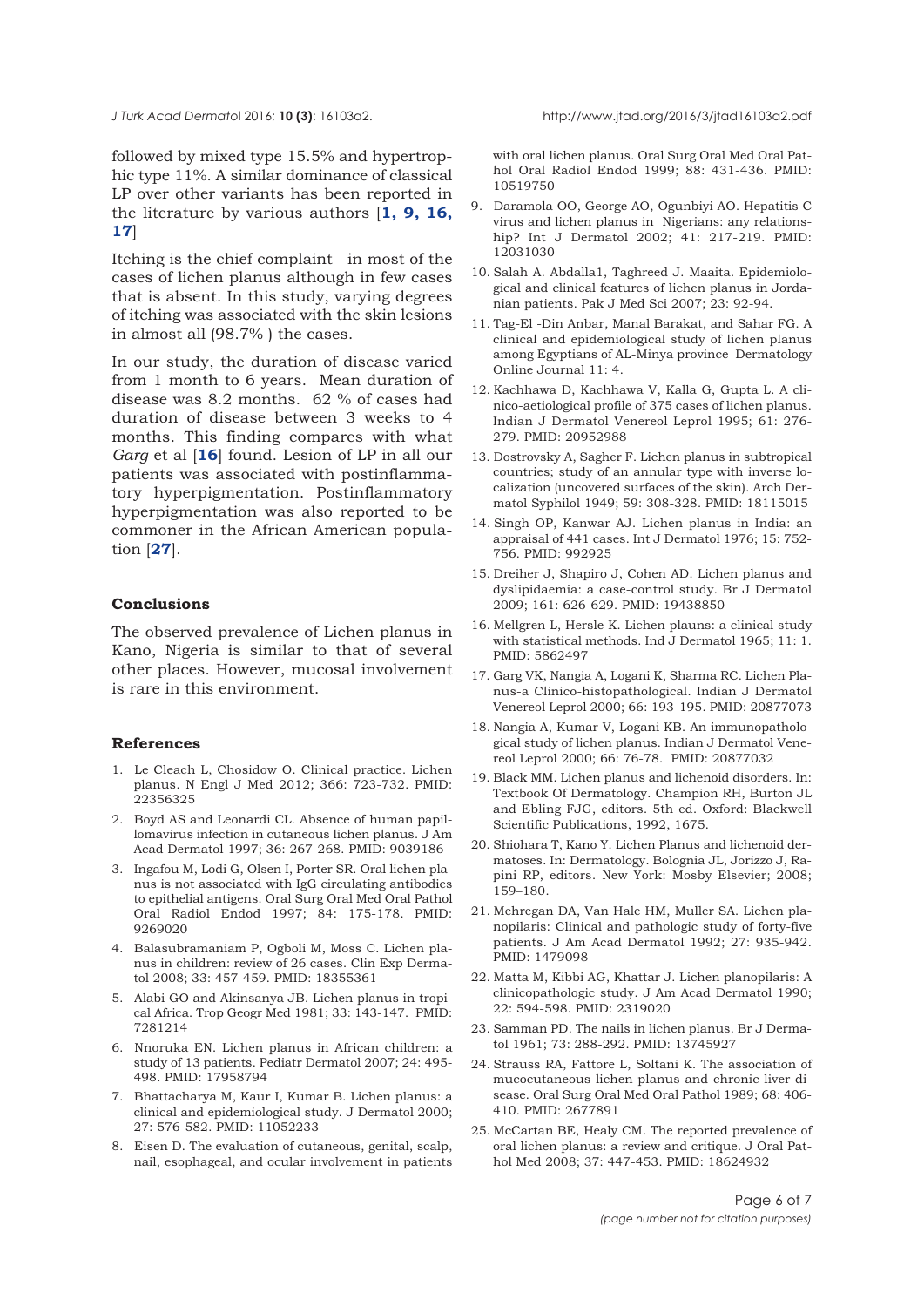followed by mixed type 15.5% and hypertrophic type 11%. A similar dominance of classical LP over other variants has been reported in the literature by various authors [**1, 9, 16, 17**]

Itching is the chief complaint in most of the cases of lichen planus although in few cases that is absent. In this study, varying degrees of itching was associated with the skin lesions in almost all (98.7% ) the cases.

In our study, the duration of disease varied from 1 month to 6 years. Mean duration of disease was 8.2 months. 62 % of cases had duration of disease between 3 weeks to 4 months. This finding compares with what *Garg* et al [**16**] found. Lesion of LP in all our patients was associated with postinflammatory hyperpigmentation. Postinflammatory hyperpigmentation was also reported to be commoner in the African American population [**27**].

## Conclusions

The observed prevalence of Lichen planus in Kano, Nigeria is similar to that of several other places. However, mucosal involvement is rare in this environment.

## References

1. Le Cleach L, Chosidow O. Clinical practice. Lichen planus. N Engl J Med 2012; 366: 723-732. PMID: 22356325
2. Boyd AS and Leonardi CL. Absence of human papillomavirus infection in cutaneous lichen planus. J Am Acad Dermatol 1997; 36: 267-268. PMID: 9039186
3. Ingafou M, Lodi G, Olsen I, Porter SR. Oral lichen planus is not associated with IgG circulating antibodies to epithelial antigens. Oral Surg Oral Med Oral Pathol Oral Radiol Endod 1997; 84: 175-178. PMID: 9269020
4. Balasubramaniam P, Ogboli M, Moss C. Lichen planus in children: review of 26 cases. Clin Exp Dermatol 2008; 33: 457-459. PMID: 18355361
5. Alabi GO and Akinsanya JB. Lichen planus in tropical Africa. Trop Geogr Med 1981; 33: 143-147. PMID: 7281214
6. Nnoruka EN. Lichen planus in African children: a study of 13 patients. Pediatr Dermatol 2007; 24: 495-498. PMID: 17958794
7. Bhattacharya M, Kaur I, Kumar B. Lichen planus: a clinical and epidemiological study. J Dermatol 2000; 27: 576-582. PMID: 11052233
8. Eisen D. The evaluation of cutaneous, genital, scalp, nail, esophageal, and ocular involvement in patients with oral lichen planus. Oral Surg Oral Med Oral Pathol Oral Radiol Endod 1999; 88: 431-436. PMID: 10519750
9. Daramola OO, George AO, Ogunbiyi AO. Hepatitis C virus and lichen planus in Nigerians: any relationship? Int J Dermatol 2002; 41: 217-219. PMID: 12031030
10. Salah A. Abdalla1, Taghreed J. Maaita. Epidemiological and clinical features of lichen planus in Jordanian patients. Pak J Med Sci 2007; 23: 92-94.
11. Tag-El -Din Anbar, Manal Barakat, and Sahar FG. A clinical and epidemiological study of lichen planus among Egyptians of AL-Minya province Dermatology Online Journal 11: 4.
12. Kachhawa D, Kachhawa V, Kalla G, Gupta L. A clinico-aetiological profile of 375 cases of lichen planus. Indian J Dermatol Venereol Leprol 1995; 61: 276-279. PMID: 20952988
13. Dostrovsky A, Sagher F. Lichen planus in subtropical countries; study of an annular type with inverse localization (uncovered surfaces of the skin). Arch Dermatol Syphilol 1949; 59: 308-328. PMID: 18115015
14. Singh OP, Kanwar AJ. Lichen planus in India: an appraisal of 441 cases. Int J Dermatol 1976; 15: 752-756. PMID: 992925
15. Dreiher J, Shapiro J, Cohen AD. Lichen planus and dyslipidaemia: a case-control study. Br J Dermatol 2009; 161: 626-629. PMID: 19438850
16. Mellgren L, Hersle K. Lichen plauns: a clinical study with statistical methods. Ind J Dermatol 1965; 11: 1. PMID: 5862497
17. Garg VK, Nangia A, Logani K, Sharma RC. Lichen Planus-a Clinico-histopathological. Indian J Dermatol Venereol Leprol 2000; 66: 193-195. PMID: 20877073
18. Nangia A, Kumar V, Logani KB. An immunopathological study of lichen planus. Indian J Dermatol Venereol Leprol 2000; 66: 76-78. PMID: 20877032
19. Black MM. Lichen planus and lichenoid disorders. In: Textbook Of Dermatology. Champion RH, Burton JL and Ebling FJG, editors. 5th ed. Oxford: Blackwell Scientific Publications, 1992, 1675.
20. Shiohara T, Kano Y. Lichen Planus and lichenoid dermatoses. In: Dermatology. Bolognia JL, Jorizzo J, Rapini RP, editors. New York: Mosby Elsevier; 2008; 159–180.
21. Mehregan DA, Van Hale HM, Muller SA. Lichen planopilaris: Clinical and pathologic study of forty-five patients. J Am Acad Dermatol 1992; 27: 935-942. PMID: 1479098
22. Matta M, Kibbi AG, Khattar J. Lichen planopilaris: A clinicopathologic study. J Am Acad Dermatol 1990; 22: 594-598. PMID: 2319020
23. Samman PD. The nails in lichen planus. Br J Dermatol 1961; 73: 288-292. PMID: 13745927
24. Strauss RA, Fattore L, Soltani K. The association of mucocutaneous lichen planus and chronic liver disease. Oral Surg Oral Med Oral Pathol 1989; 68: 406-410. PMID: 2677891
25. McCartan BE, Healy CM. The reported prevalence of oral lichen planus: a review and critique. J Oral Pathol Med 2008; 37: 447-453. PMID: 18624932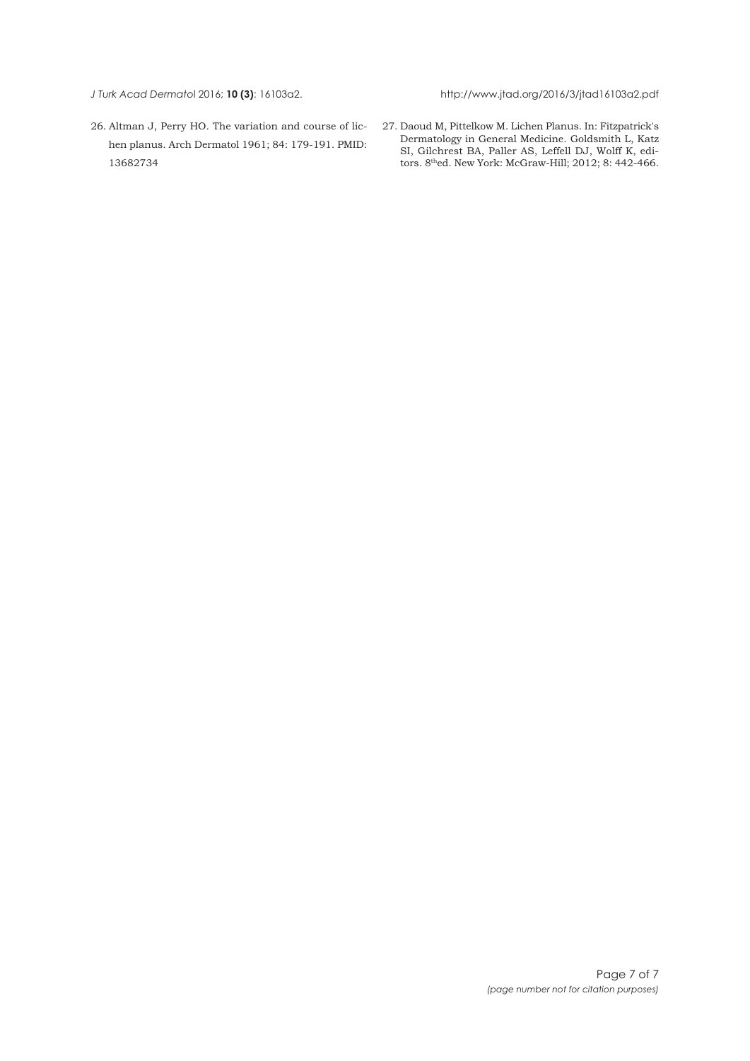26. Altman J, Perry HO. The variation and course of lichen planus. Arch Dermatol 1961; 84: 179-191. PMID: 13682734

27. Daoud M, Pittelkow M. Lichen Planus. In: Fitzpatrick's Dermatology in General Medicine. Goldsmith L, Katz SI, Gilchrest BA, Paller AS, Leffell DJ, Wolff K, editors. 8thed. New York: McGraw-Hill; 2012; 8: 442-466.